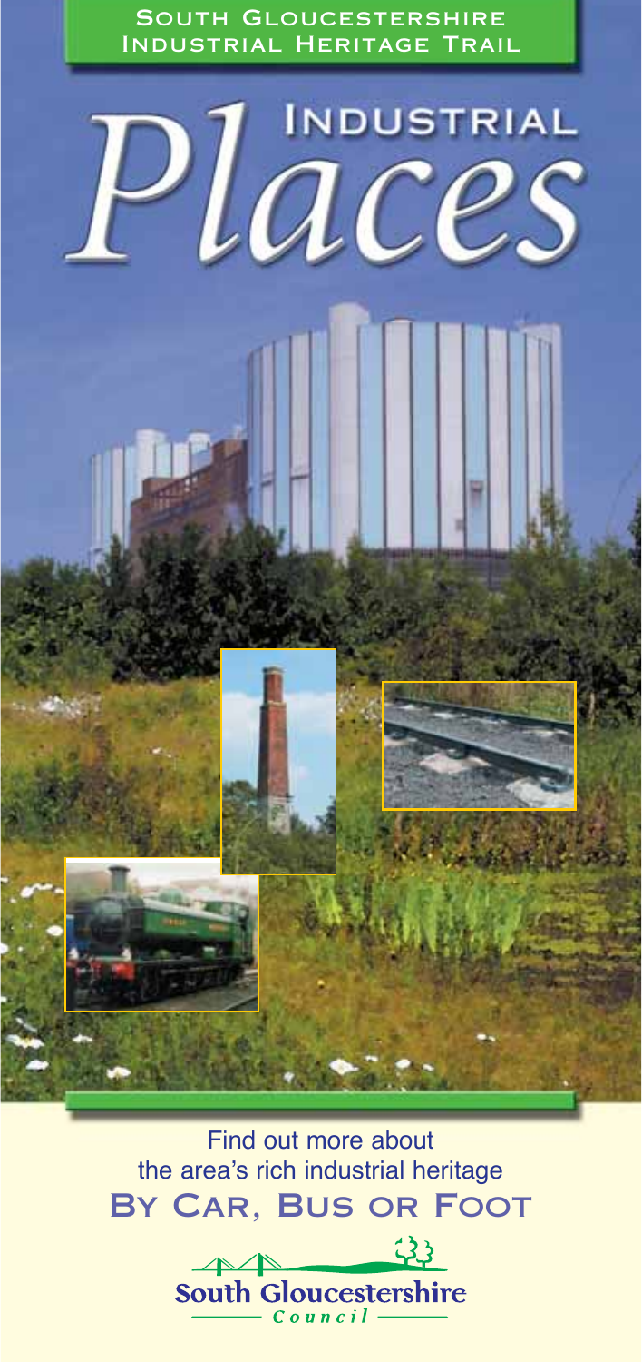South Gloucestershire Industrial Heritage Trail

# Industrial Places

Find out more about the area's rich industrial heritage

## By Car, Bus or Foot

South Gloucestershire Council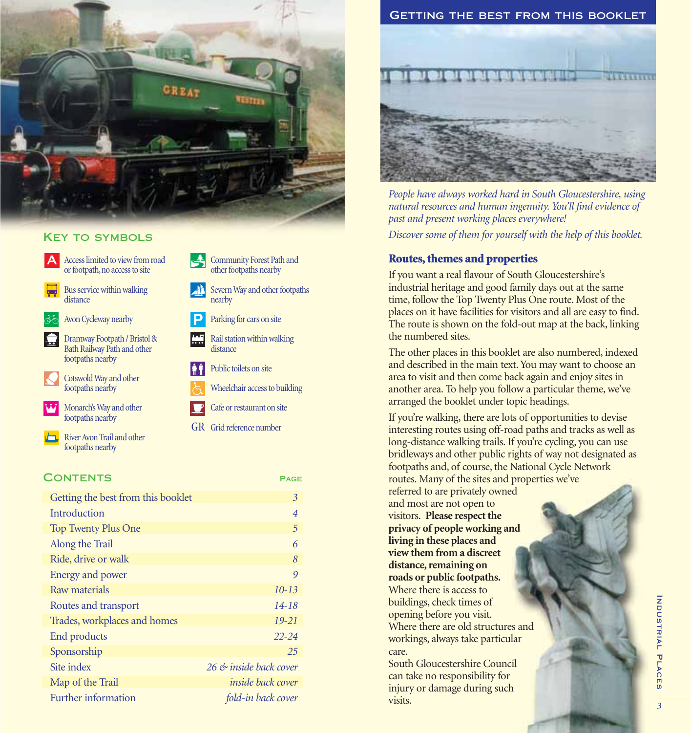## Key to symbols

- **A** Access limited to view from road or footpath, no access to site
- Bus service within walking distance
- Avon Cycleway nearby
- Dramway Footpath / Bristol & Bath Railway Path and other footpaths nearby
- Cotswold Way and other footpaths nearby
- Monarch's Way and other footpaths nearby
- River Avon Trail and other footpaths nearby
- Community Forest Path and other footpaths nearby
- Severn Way and other footpaths nearby
- **P** Parking for cars on site
- Rail station within walking distance
- Public toilets on site
- Wheelchair access to building
- Cafe or restaurant on site
- **GR** Grid reference number

## Contents

| | Page |
|---|---|
| Getting the best from this booklet | 3 |
| Introduction | 4 |
| Top Twenty Plus One | 5 |
| Along the Trail | 6 |
| Ride, drive or walk | 8 |
| Energy and power | 9 |
| Raw materials | 10-13 |
| Routes and transport | 14-18 |
| Trades, workplaces and homes | 19-21 |
| End products | 22-24 |
| Sponsorship | 25 |
| Site index | 26 & inside back cover |
| Map of the Trail | inside back cover |
| Further information | fold-in back cover |

# Getting the best from this booklet

*People have always worked hard in South Gloucestershire, using natural resources and human ingenuity. You'll find evidence of past and present working places everywhere!*

*Discover some of them for yourself with the help of this booklet.*

## Routes, themes and properties

If you want a real flavour of South Gloucestershire's industrial heritage and good family days out at the same time, follow the Top Twenty Plus One route. Most of the places on it have facilities for visitors and all are easy to find. The route is shown on the fold-out map at the back, linking the numbered sites.

The other places in this booklet are also numbered, indexed and described in the main text. You may want to choose an area to visit and then come back again and enjoy sites in another area. To help you follow a particular theme, we've arranged the booklet under topic headings.

If you're walking, there are lots of opportunities to devise interesting routes using off-road paths and tracks as well as long-distance walking trails. If you're cycling, you can use bridleways and other public rights of way not designated as footpaths and, of course, the National Cycle Network routes. Many of the sites and properties we've referred to are privately owned and most are not open to visitors. **Please respect the privacy of people working and living in these places and view them from a discreet distance, remaining on roads or public footpaths.** Where there is access to buildings, check times of opening before you visit. Where there are old structures and workings, always take particular care.

South Gloucestershire Council can take no responsibility for injury or damage during such visits.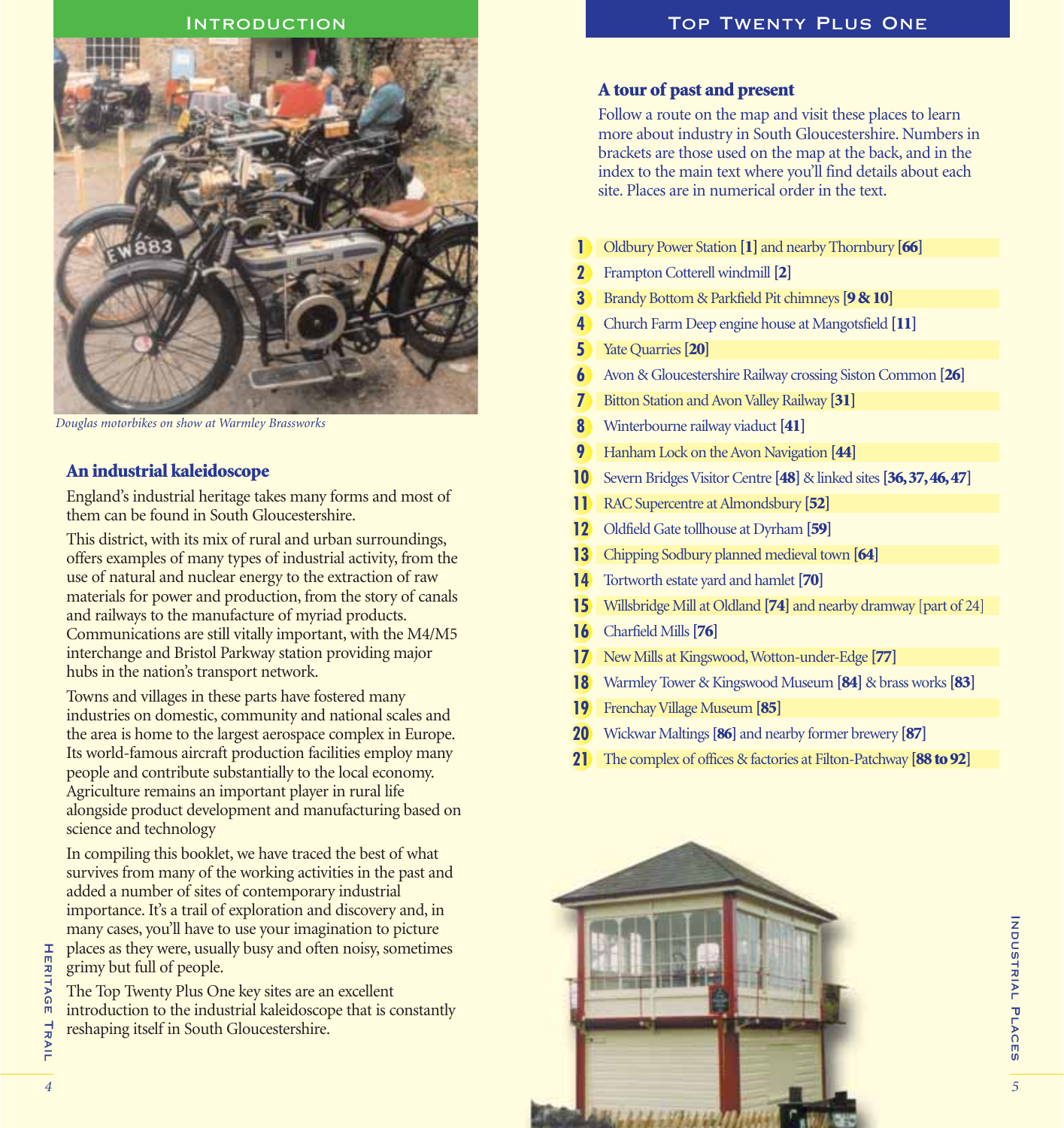# Introduction

*Douglas motorbikes on show at Warmley Brassworks*

## An industrial kaleidoscope

England's industrial heritage takes many forms and most of them can be found in South Gloucestershire.

This district, with its mix of rural and urban surroundings, offers examples of many types of industrial activity, from the use of natural and nuclear energy to the extraction of raw materials for power and production, from the story of canals and railways to the manufacture of myriad products. Communications are still vitally important, with the M4/M5 interchange and Bristol Parkway station providing major hubs in the nation's transport network.

Towns and villages in these parts have fostered many industries on domestic, community and national scales and the area is home to the largest aerospace complex in Europe. Its world-famous aircraft production facilities employ many people and contribute substantially to the local economy. Agriculture remains an important player in rural life alongside product development and manufacturing based on science and technology

In compiling this booklet, we have traced the best of what survives from many of the working activities in the past and added a number of sites of contemporary industrial importance. It's a trail of exploration and discovery and, in many cases, you'll have to use your imagination to picture places as they were, usually busy and often noisy, sometimes grimy but full of people.

The Top Twenty Plus One key sites are an excellent introduction to the industrial kaleidoscope that is constantly reshaping itself in South Gloucestershire.

# Top Twenty Plus One

## A tour of past and present

Follow a route on the map and visit these places to learn more about industry in South Gloucestershire. Numbers in brackets are those used on the map at the back, and in the index to the main text where you'll find details about each site. Places are in numerical order in the text.

1. Oldbury Power Station **[1]** and nearby Thornbury **[66]**
2. Frampton Cotterell windmill **[2]**
3. Brandy Bottom & Parkfield Pit chimneys **[9 & 10]**
4. Church Farm Deep engine house at Mangotsfield **[11]**
5. Yate Quarries **[20]**
6. Avon & Gloucestershire Railway crossing Siston Common **[26]**
7. Bitton Station and Avon Valley Railway **[31]**
8. Winterbourne railway viaduct **[41]**
9. Hanham Lock on the Avon Navigation **[44]**
10. Severn Bridges Visitor Centre **[48]** & linked sites **[36, 37, 46, 47]**
11. RAC Supercentre at Almondsbury **[52]**
12. Oldfield Gate tollhouse at Dyrham **[59]**
13. Chipping Sodbury planned medieval town **[64]**
14. Tortworth estate yard and hamlet **[70]**
15. Willsbridge Mill at Oldland **[74]** and nearby dramway [part of 24]
16. Charfield Mills **[76]**
17. New Mills at Kingswood, Wotton-under-Edge **[77]**
18. Warmley Tower & Kingswood Museum **[84]** & brass works **[83]**
19. Frenchay Village Museum **[85]**
20. Wickwar Maltings **[86]** and nearby former brewery **[87]**
21. The complex of offices & factories at Filton-Patchway **[88 to 92]**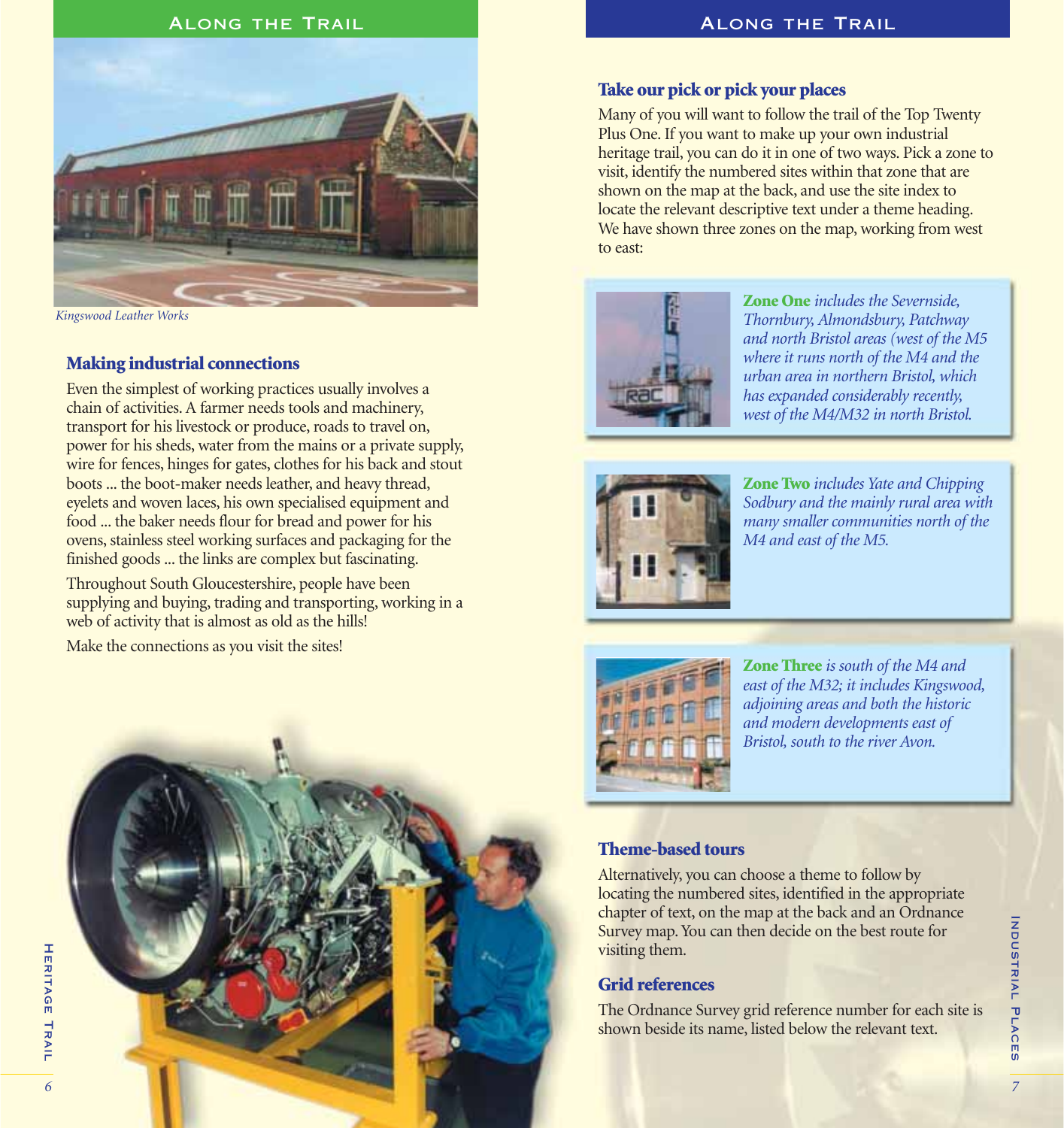Kingswood Leather Works

## Making industrial connections

Even the simplest of working practices usually involves a chain of activities. A farmer needs tools and machinery, transport for his livestock or produce, roads to travel on, power for his sheds, water from the mains or a private supply, wire for fences, hinges for gates, clothes for his back and stout boots ... the boot-maker needs leather, and heavy thread, eyelets and woven laces, his own specialised equipment and food ... the baker needs flour for bread and power for his ovens, stainless steel working surfaces and packaging for the finished goods ... the links are complex but fascinating.

Throughout South Gloucestershire, people have been supplying and buying, trading and transporting, working in a web of activity that is almost as old as the hills!

Make the connections as you visit the sites!

## Take our pick or pick your places

Many of you will want to follow the trail of the Top Twenty Plus One. If you want to make up your own industrial heritage trail, you can do it in one of two ways. Pick a zone to visit, identify the numbered sites within that zone that are shown on the map at the back, and use the site index to locate the relevant descriptive text under a theme heading. We have shown three zones on the map, working from west to east:

**Zone One** *includes the Severnside, Thornbury, Almondsbury, Patchway and north Bristol areas (west of the M5 where it runs north of the M4 and the urban area in northern Bristol, which has expanded considerably recently, west of the M4/M32 in north Bristol.*

**Zone Two** *includes Yate and Chipping Sodbury and the mainly rural area with many smaller communities north of the M4 and east of the M5.*

**Zone Three** *is south of the M4 and east of the M32; it includes Kingswood, adjoining areas and both the historic and modern developments east of Bristol, south to the river Avon.*

## Theme-based tours

Alternatively, you can choose a theme to follow by locating the numbered sites, identified in the appropriate chapter of text, on the map at the back and an Ordnance Survey map. You can then decide on the best route for visiting them.

## Grid references

The Ordnance Survey grid reference number for each site is shown beside its name, listed below the relevant text.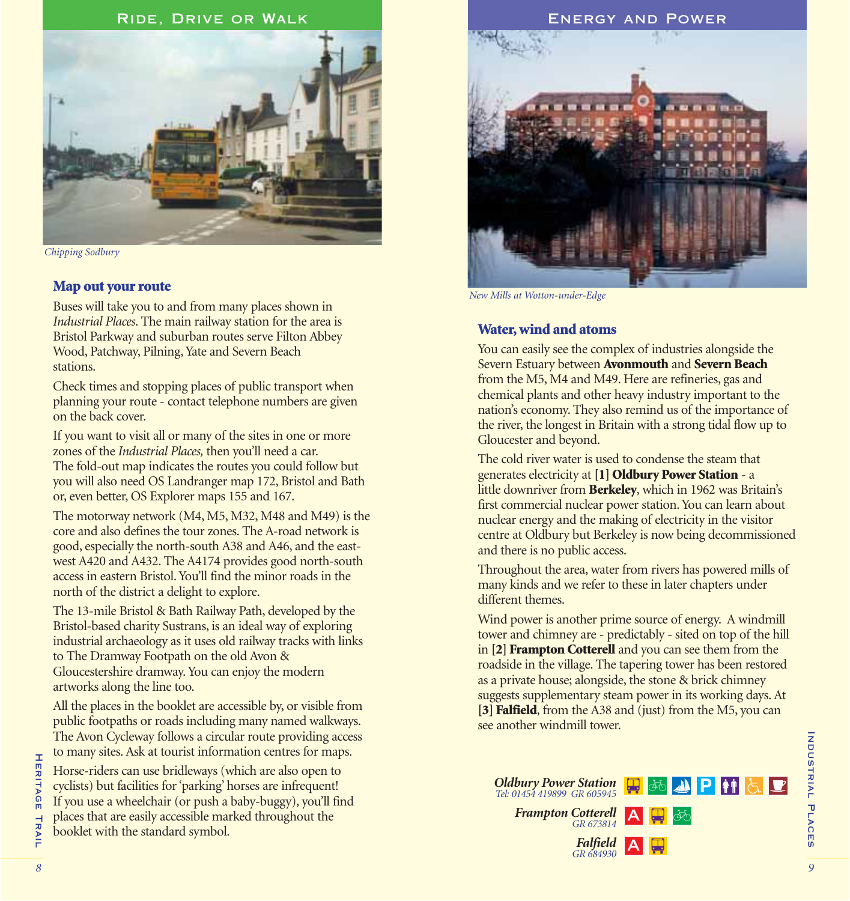## Ride, Drive or Walk

*Chipping Sodbury*

### Map out your route

Buses will take you to and from many places shown in *Industrial Places*. The main railway station for the area is Bristol Parkway and suburban routes serve Filton Abbey Wood, Patchway, Pilning, Yate and Severn Beach stations.

Check times and stopping places of public transport when planning your route - contact telephone numbers are given on the back cover.

If you want to visit all or many of the sites in one or more zones of the *Industrial Places,* then you'll need a car. The fold-out map indicates the routes you could follow but you will also need OS Landranger map 172, Bristol and Bath or, even better, OS Explorer maps 155 and 167.

The motorway network (M4, M5, M32, M48 and M49) is the core and also defines the tour zones. The A-road network is good, especially the north-south A38 and A46, and the east-west A420 and A432. The A4174 provides good north-south access in eastern Bristol. You'll find the minor roads in the north of the district a delight to explore.

The 13-mile Bristol & Bath Railway Path, developed by the Bristol-based charity Sustrans, is an ideal way of exploring industrial archaeology as it uses old railway tracks with links to The Dramway Footpath on the old Avon & Gloucestershire dramway. You can enjoy the modern artworks along the line too.

All the places in the booklet are accessible by, or visible from public footpaths or roads including many named walkways. The Avon Cycleway follows a circular route providing access to many sites. Ask at tourist information centres for maps.

Horse-riders can use bridleways (which are also open to cyclists) but facilities for 'parking' horses are infrequent! If you use a wheelchair (or push a baby-buggy), you'll find places that are easily accessible marked throughout the booklet with the standard symbol.

## Energy and Power

*New Mills at Wotton-under-Edge*

### Water, wind and atoms

You can easily see the complex of industries alongside the Severn Estuary between **Avonmouth** and **Severn Beach** from the M5, M4 and M49. Here are refineries, gas and chemical plants and other heavy industry important to the nation's economy. They also remind us of the importance of the river, the longest in Britain with a strong tidal flow up to Gloucester and beyond.

The cold river water is used to condense the steam that generates electricity at **[1] Oldbury Power Station** - a little downriver from **Berkeley**, which in 1962 was Britain's first commercial nuclear power station. You can learn about nuclear energy and the making of electricity in the visitor centre at Oldbury but Berkeley is now being decommissioned and there is no public access.

Throughout the area, water from rivers has powered mills of many kinds and we refer to these in later chapters under different themes.

Wind power is another prime source of energy. A windmill tower and chimney are - predictably - sited on top of the hill in **[2] Frampton Cotterell** and you can see them from the roadside in the village. The tapering tower has been restored as a private house; alongside, the stone & brick chimney suggests supplementary steam power in its working days. At **[3] Falfield**, from the A38 and (just) from the M5, you can see another windmill tower.

***Oldbury Power Station***
*Tel: 01454 419899 GR 605945*

***Frampton Cotterell***
*GR 673814*

***Falfield***
*GR 684930*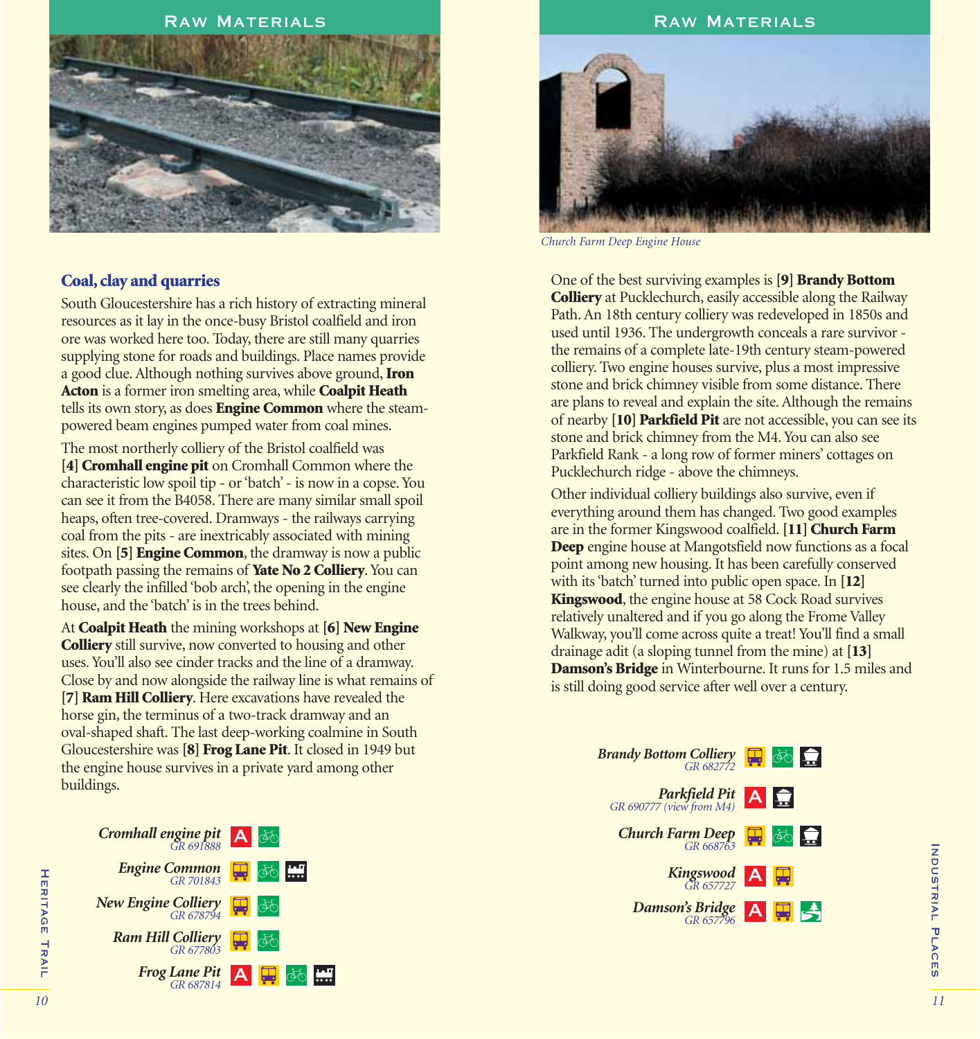## Coal, clay and quarries

South Gloucestershire has a rich history of extracting mineral resources as it lay in the once-busy Bristol coalfield and iron ore was worked here too. Today, there are still many quarries supplying stone for roads and buildings. Place names provide a good clue. Although nothing survives above ground, **Iron Acton** is a former iron smelting area, while **Coalpit Heath** tells its own story, as does **Engine Common** where the steam-powered beam engines pumped water from coal mines.

The most northerly colliery of the Bristol coalfield was **[4] Cromhall engine pit** on Cromhall Common where the characteristic low spoil tip - or 'batch' - is now in a copse. You can see it from the B4058. There are many similar small spoil heaps, often tree-covered. Dramways - the railways carrying coal from the pits - are inextricably associated with mining sites. On **[5] Engine Common**, the dramway is now a public footpath passing the remains of **Yate No 2 Colliery**. You can see clearly the infilled 'bob arch', the opening in the engine house, and the 'batch' is in the trees behind.

At **Coalpit Heath** the mining workshops at **[6] New Engine Colliery** still survive, now converted to housing and other uses. You'll also see cinder tracks and the line of a dramway. Close by and now alongside the railway line is what remains of **[7] Ram Hill Colliery**. Here excavations have revealed the horse gin, the terminus of a two-track dramway and an oval-shaped shaft. The last deep-working coalmine in South Gloucestershire was **[8] Frog Lane Pit**. It closed in 1949 but the engine house survives in a private yard among other buildings.

*Cromhall engine pit*
*GR 691888*

*Engine Common*
*GR 701843*

*New Engine Colliery*
*GR 678794*

*Ram Hill Colliery*
*GR 677803*

*Frog Lane Pit*
*GR 687814*

*Church Farm Deep Engine House*

One of the best surviving examples is **[9] Brandy Bottom Colliery** at Pucklechurch, easily accessible along the Railway Path. An 18th century colliery was redeveloped in 1850s and used until 1936. The undergrowth conceals a rare survivor - the remains of a complete late-19th century steam-powered colliery. Two engine houses survive, plus a most impressive stone and brick chimney visible from some distance. There are plans to reveal and explain the site. Although the remains of nearby **[10] Parkfield Pit** are not accessible, you can see its stone and brick chimney from the M4. You can also see Parkfield Rank - a long row of former miners' cottages on Pucklechurch ridge - above the chimneys.

Other individual colliery buildings also survive, even if everything around them has changed. Two good examples are in the former Kingswood coalfield. **[11] Church Farm Deep** engine house at Mangotsfield now functions as a focal point among new housing. It has been carefully conserved with its 'batch' turned into public open space. In **[12] Kingswood**, the engine house at 58 Cock Road survives relatively unaltered and if you go along the Frome Valley Walkway, you'll come across quite a treat! You'll find a small drainage adit (a sloping tunnel from the mine) at **[13] Damson's Bridge** in Winterbourne. It runs for 1.5 miles and is still doing good service after well over a century.

*Brandy Bottom Colliery*
*GR 682772*

*Parkfield Pit*
*GR 690777 (view from M4)*

*Church Farm Deep*
*GR 668763*

*Kingswood*
*GR 657727*

*Damson's Bridge*
*GR 657796*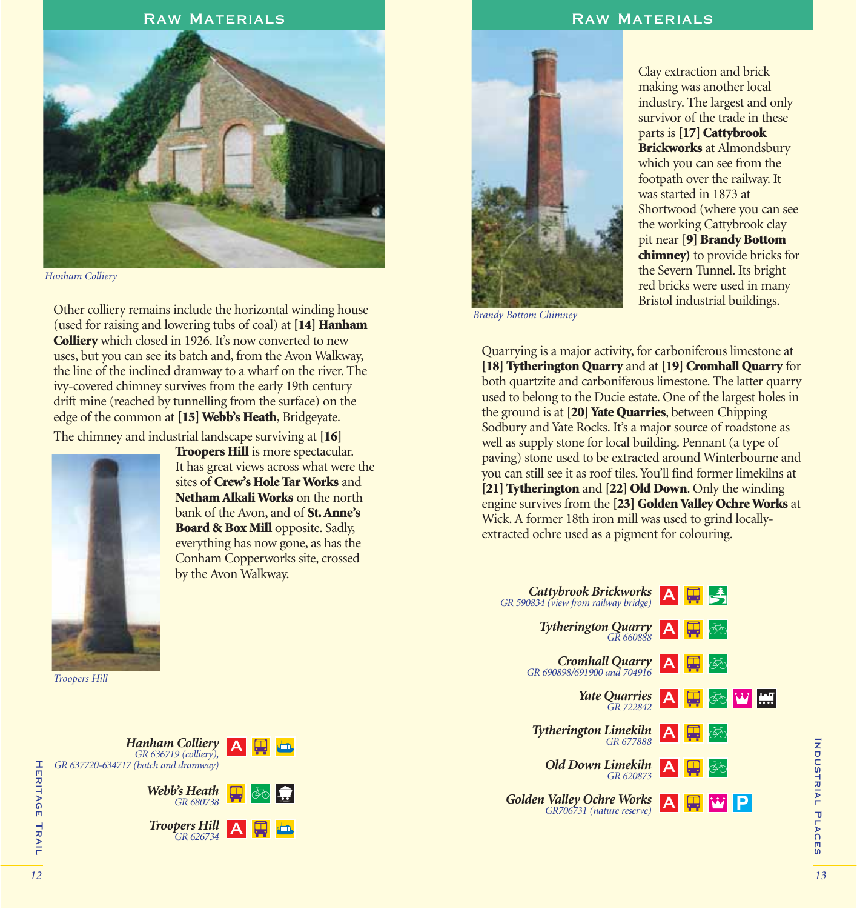## Raw Materials

*Hanham Colliery*

Other colliery remains include the horizontal winding house (used for raising and lowering tubs of coal) at **[14] Hanham Colliery** which closed in 1926. It's now converted to new uses, but you can see its batch and, from the Avon Walkway, the line of the inclined dramway to a wharf on the river. The ivy-covered chimney survives from the early 19th century drift mine (reached by tunnelling from the surface) on the edge of the common at **[15] Webb's Heath**, Bridgeyate.

The chimney and industrial landscape surviving at **[16] Troopers Hill** is more spectacular. It has great views across what were the sites of **Crew's Hole Tar Works** and **Netham Alkali Works** on the north bank of the Avon, and of **St. Anne's Board & Box Mill** opposite. Sadly, everything has now gone, as has the Conham Copperworks site, crossed by the Avon Walkway.

*Troopers Hill*

***Hanham Colliery***
*GR 636719 (colliery), GR 637720-634717 (batch and dramway)*

***Webb's Heath***
*GR 680738*

***Troopers Hill***
*GR 626734*

## Raw Materials

*Brandy Bottom Chimney*

Clay extraction and brick making was another local industry. The largest and only survivor of the trade in these parts is **[17] Cattybrook Brickworks** at Almondsbury which you can see from the footpath over the railway. It was started in 1873 at Shortwood (where you can see the working Cattybrook clay pit near **[9] Brandy Bottom chimney)** to provide bricks for the Severn Tunnel. Its bright red bricks were used in many Bristol industrial buildings.

Quarrying is a major activity, for carboniferous limestone at **[18] Tytherington Quarry** and at **[19] Cromhall Quarry** for both quartzite and carboniferous limestone. The latter quarry used to belong to the Ducie estate. One of the largest holes in the ground is at **[20] Yate Quarries**, between Chipping Sodbury and Yate Rocks. It's a major source of roadstone as well as supply stone for local building. Pennant (a type of paving) stone used to be extracted around Winterbourne and you can still see it as roof tiles. You'll find former limekilns at **[21] Tytherington** and **[22] Old Down**. Only the winding engine survives from the **[23] Golden Valley Ochre Works** at Wick. A former 18th iron mill was used to grind locally-extracted ochre used as a pigment for colouring.

***Cattybrook Brickworks***
*GR 590834 (view from railway bridge)*

***Tytherington Quarry***
*GR 660888*

***Cromhall Quarry***
*GR 690898/691900 and 704916*

***Yate Quarries***
*GR 722842*

***Tytherington Limekiln***
*GR 677888*

***Old Down Limekiln***
*GR 620873*

***Golden Valley Ochre Works***
*GR706731 (nature reserve)*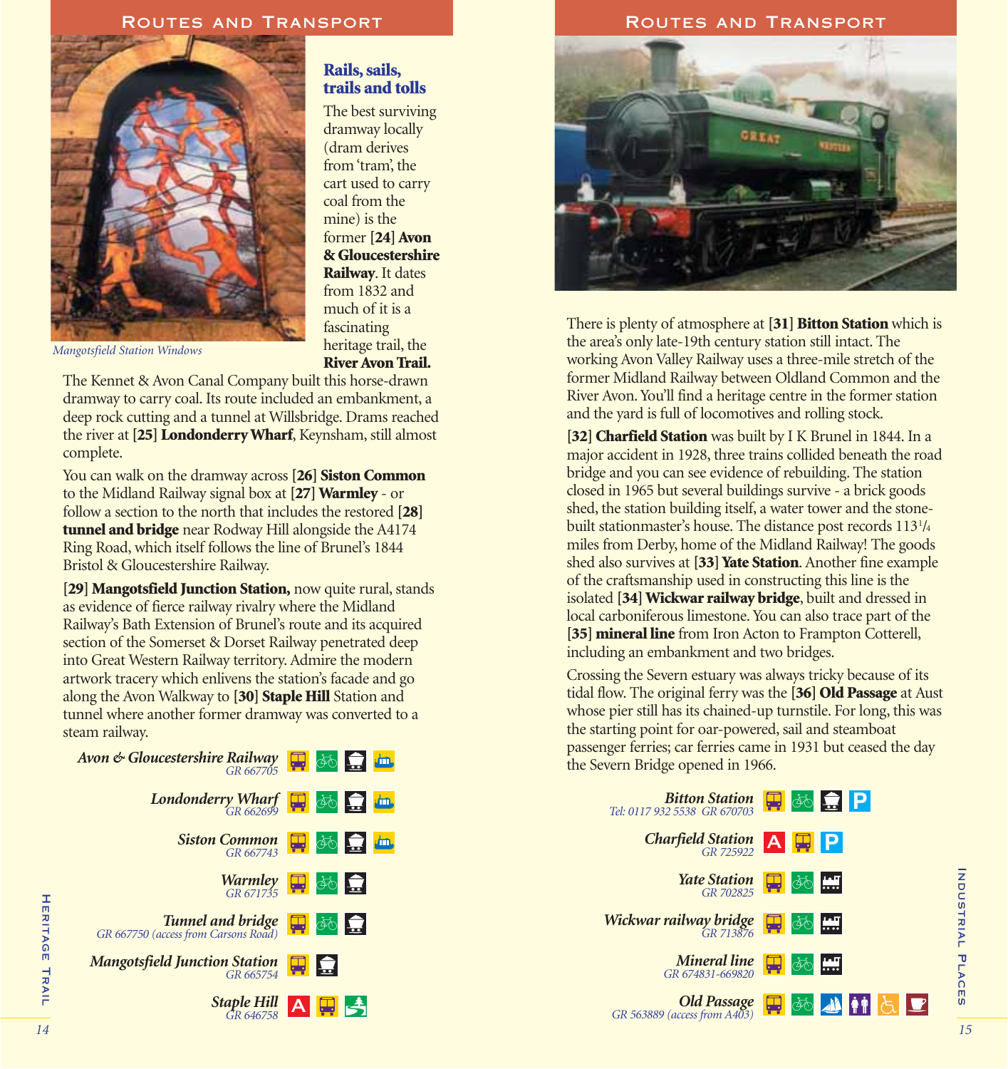## Rails, sails, trails and tolls

Mangotsfield Station Windows

The best surviving dramway locally (dram derives from 'tram', the cart used to carry coal from the mine) is the former **[24] Avon & Gloucestershire Railway**. It dates from 1832 and much of it is a fascinating heritage trail, the **River Avon Trail.** The Kennet & Avon Canal Company built this horse-drawn dramway to carry coal. Its route included an embankment, a deep rock cutting and a tunnel at Willsbridge. Drams reached the river at **[25] Londonderry Wharf**, Keynsham, still almost complete.

You can walk on the dramway across **[26] Siston Common** to the Midland Railway signal box at **[27] Warmley** - or follow a section to the north that includes the restored **[28] tunnel and bridge** near Rodway Hill alongside the A4174 Ring Road, which itself follows the line of Brunel's 1844 Bristol & Gloucestershire Railway.

**[29] Mangotsfield Junction Station,** now quite rural, stands as evidence of fierce railway rivalry where the Midland Railway's Bath Extension of Brunel's route and its acquired section of the Somerset & Dorset Railway penetrated deep into Great Western Railway territory. Admire the modern artwork tracery which enlivens the station's facade and go along the Avon Walkway to **[30] Staple Hill** Station and tunnel where another former dramway was converted to a steam railway.

*Avon & Gloucestershire Railway*
*GR 667705*

*Londonderry Wharf*
*GR 662699*

*Siston Common*
*GR 667743*

*Warmley*
*GR 671735*

*Tunnel and bridge*
*GR 667750 (access from Carsons Road)*

*Mangotsfield Junction Station*
*GR 665754*

*Staple Hill*
*GR 646758*

There is plenty of atmosphere at **[31] Bitton Station** which is the area's only late-19th century station still intact. The working Avon Valley Railway uses a three-mile stretch of the former Midland Railway between Oldland Common and the River Avon. You'll find a heritage centre in the former station and the yard is full of locomotives and rolling stock.

**[32] Charfield Station** was built by I K Brunel in 1844. In a major accident in 1928, three trains collided beneath the road bridge and you can see evidence of rebuilding. The station closed in 1965 but several buildings survive - a brick goods shed, the station building itself, a water tower and the stone-built stationmaster's house. The distance post records 113¼ miles from Derby, home of the Midland Railway! The goods shed also survives at **[33] Yate Station**. Another fine example of the craftsmanship used in constructing this line is the isolated **[34] Wickwar railway bridge**, built and dressed in local carboniferous limestone. You can also trace part of the **[35] mineral line** from Iron Acton to Frampton Cotterell, including an embankment and two bridges.

Crossing the Severn estuary was always tricky because of its tidal flow. The original ferry was the **[36] Old Passage** at Aust whose pier still has its chained-up turnstile. For long, this was the starting point for oar-powered, sail and steamboat passenger ferries; car ferries came in 1931 but ceased the day the Severn Bridge opened in 1966.

*Bitton Station*
*Tel: 0117 932 5538 GR 670703*

*Charfield Station*
*GR 725922*

*Yate Station*
*GR 702825*

*Wickwar railway bridge*
*GR 713876*

*Mineral line*
*GR 674831-669820*

*Old Passage*
*GR 563889 (access from A403)*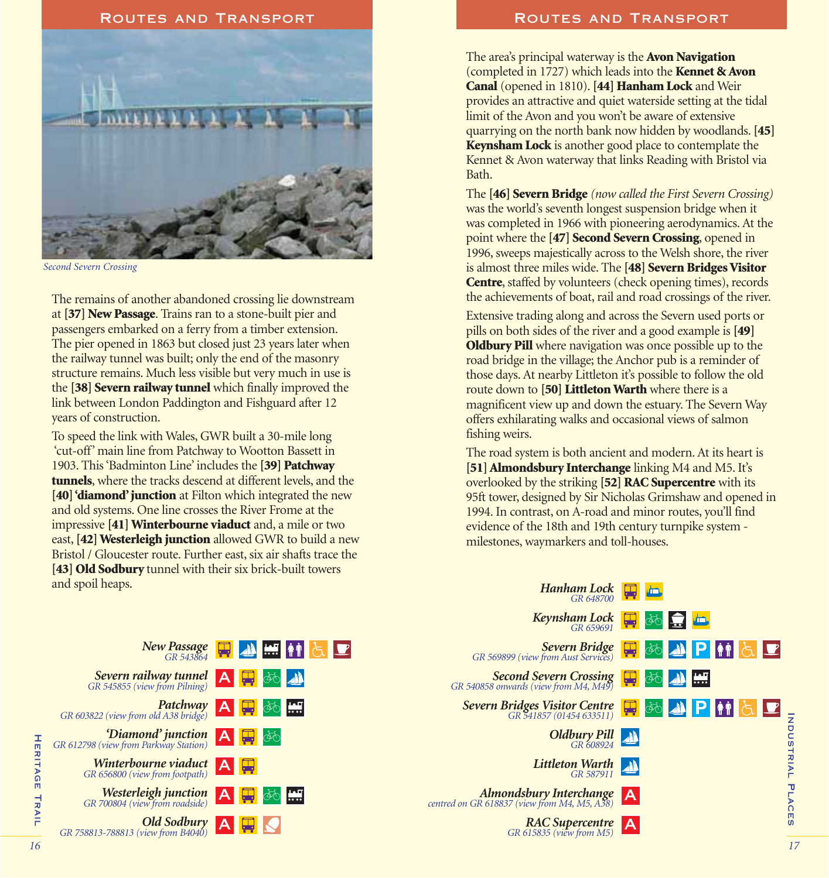## Routes and Transport

*Second Severn Crossing*

The remains of another abandoned crossing lie downstream at **[37] New Passage**. Trains ran to a stone-built pier and passengers embarked on a ferry from a timber extension. The pier opened in 1863 but closed just 23 years later when the railway tunnel was built; only the end of the masonry structure remains. Much less visible but very much in use is the **[38] Severn railway tunnel** which finally improved the link between London Paddington and Fishguard after 12 years of construction.

To speed the link with Wales, GWR built a 30-mile long 'cut-off' main line from Patchway to Wootton Bassett in 1903. This 'Badminton Line' includes the **[39] Patchway tunnels**, where the tracks descend at different levels, and the **[40] 'diamond' junction** at Filton which integrated the new and old systems. One line crosses the River Frome at the impressive **[41] Winterbourne viaduct** and, a mile or two east, **[42] Westerleigh junction** allowed GWR to build a new Bristol / Gloucester route. Further east, six air shafts trace the **[43] Old Sodbury** tunnel with their six brick-built towers and spoil heaps.

***New Passage***
*GR 543864*

***Severn railway tunnel***
*GR 545855 (view from Pilning)*

***Patchway***
*GR 603822 (view from old A38 bridge)*

***'Diamond' junction***
*GR 612798 (view from Parkway Station)*

***Winterbourne viaduct***
*GR 656800 (view from footpath)*

***Westerleigh junction***
*GR 700804 (view from roadside)*

***Old Sodbury***
*GR 758813-788813 (view from B4040)*

## Routes and Transport

The area's principal waterway is the **Avon Navigation** (completed in 1727) which leads into the **Kennet & Avon Canal** (opened in 1810). **[44] Hanham Lock** and Weir provides an attractive and quiet waterside setting at the tidal limit of the Avon and you won't be aware of extensive quarrying on the north bank now hidden by woodlands. **[45] Keynsham Lock** is another good place to contemplate the Kennet & Avon waterway that links Reading with Bristol via Bath.

The **[46] Severn Bridge** *(now called the First Severn Crossing)* was the world's seventh longest suspension bridge when it was completed in 1966 with pioneering aerodynamics. At the point where the **[47] Second Severn Crossing**, opened in 1996, sweeps majestically across to the Welsh shore, the river is almost three miles wide. The **[48] Severn Bridges Visitor Centre**, staffed by volunteers (check opening times), records the achievements of boat, rail and road crossings of the river.

Extensive trading along and across the Severn used ports or pills on both sides of the river and a good example is **[49] Oldbury Pill** where navigation was once possible up to the road bridge in the village; the Anchor pub is a reminder of those days. At nearby Littleton it's possible to follow the old route down to **[50] Littleton Warth** where there is a magnificent view up and down the estuary. The Severn Way offers exhilarating walks and occasional views of salmon fishing weirs.

The road system is both ancient and modern. At its heart is **[51] Almondsbury Interchange** linking M4 and M5. It's overlooked by the striking **[52] RAC Supercentre** with its 95ft tower, designed by Sir Nicholas Grimshaw and opened in 1994. In contrast, on A-road and minor routes, you'll find evidence of the 18th and 19th century turnpike system - milestones, waymarkers and toll-houses.

***Hanham Lock***
*GR 648700*

***Keynsham Lock***
*GR 659691*

***Severn Bridge***
*GR 569899 (view from Aust Services)*

***Second Severn Crossing***
*GR 540858 onwards (view from M4, M49)*

***Severn Bridges Visitor Centre***
*GR 541857 (01454 633511)*

***Oldbury Pill***
*GR 608924*

***Littleton Warth***
*GR 587911*

***Almondsbury Interchange***
*centred on GR 618837 (view from M4, M5, A38)*

***RAC Supercentre***
*GR 615835 (view from M5)*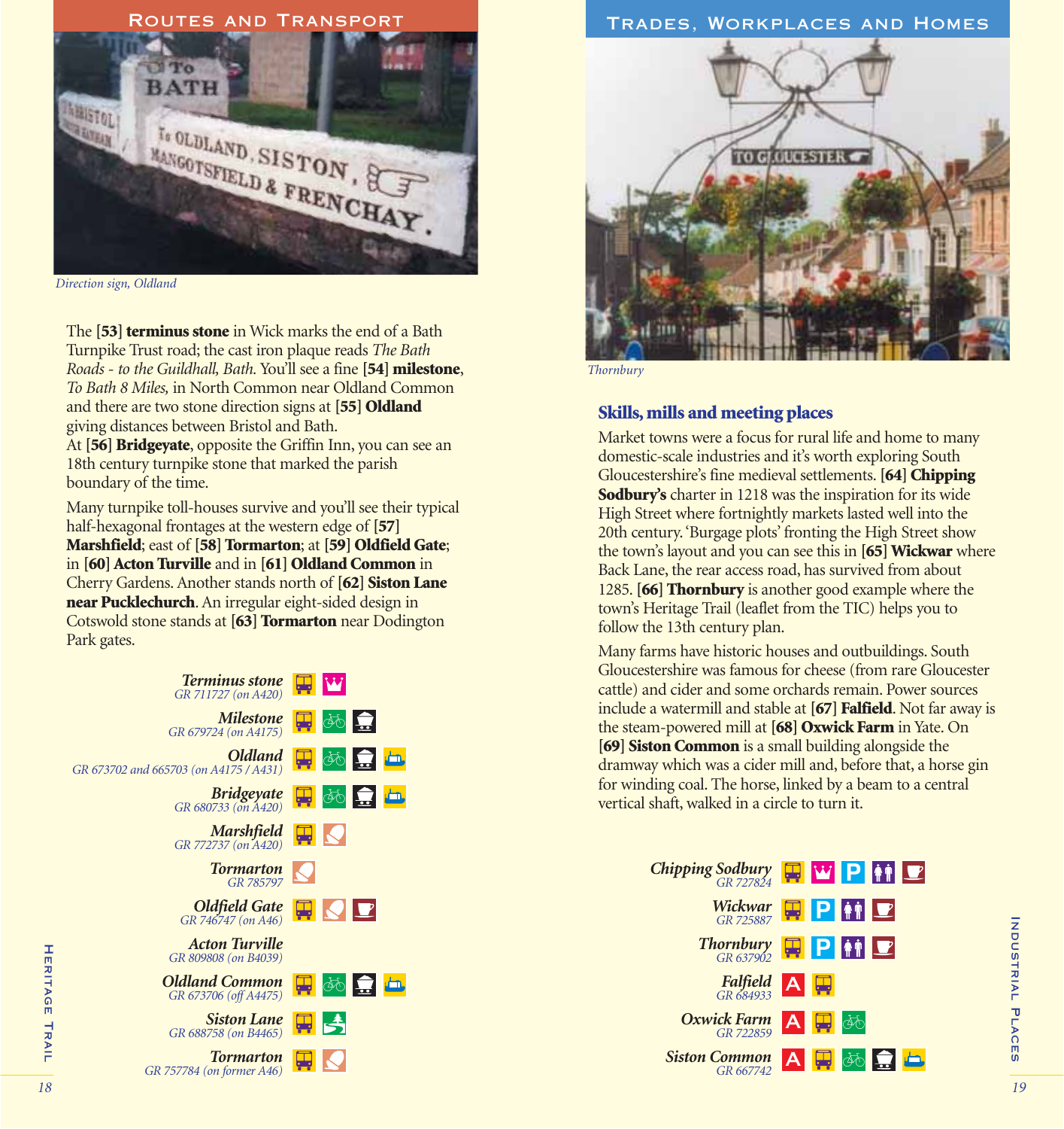## Routes and Transport

*Direction sign, Oldland*

The **[53] terminus stone** in Wick marks the end of a Bath Turnpike Trust road; the cast iron plaque reads *The Bath Roads - to the Guildhall, Bath.* You'll see a fine **[54] milestone**, *To Bath 8 Miles,* in North Common near Oldland Common and there are two stone direction signs at **[55] Oldland** giving distances between Bristol and Bath.
At **[56] Bridgeyate**, opposite the Griffin Inn, you can see an 18th century turnpike stone that marked the parish boundary of the time.

Many turnpike toll-houses survive and you'll see their typical half-hexagonal frontages at the western edge of **[57] Marshfield**; east of **[58] Tormarton**; at **[59] Oldfield Gate**; in **[60] Acton Turville** and in **[61] Oldland Common** in Cherry Gardens. Another stands north of **[62] Siston Lane near Pucklechurch**. An irregular eight-sided design in Cotswold stone stands at **[63] Tormarton** near Dodington Park gates.

***Terminus stone***
*GR 711727 (on A420)*

***Milestone***
*GR 679724 (on A4175)*

***Oldland***
*GR 673702 and 665703 (on A4175 / A431)*

***Bridgeyate***
*GR 680733 (on A420)*

***Marshfield***
*GR 772737 (on A420)*

***Tormarton***
*GR 785797*

***Oldfield Gate***
*GR 746747 (on A46)*

***Acton Turville***
*GR 809808 (on B4039)*

***Oldland Common***
*GR 673706 (off A4475)*

***Siston Lane***
*GR 688758 (on B4465)*

***Tormarton***
*GR 757784 (on former A46)*

## Trades, Workplaces and Homes

*Thornbury*

### Skills, mills and meeting places

Market towns were a focus for rural life and home to many domestic-scale industries and it's worth exploring South Gloucestershire's fine medieval settlements. **[64] Chipping Sodbury's** charter in 1218 was the inspiration for its wide High Street where fortnightly markets lasted well into the 20th century. 'Burgage plots' fronting the High Street show the town's layout and you can see this in **[65] Wickwar** where Back Lane, the rear access road, has survived from about 1285. **[66] Thornbury** is another good example where the town's Heritage Trail (leaflet from the TIC) helps you to follow the 13th century plan.

Many farms have historic houses and outbuildings. South Gloucestershire was famous for cheese (from rare Gloucester cattle) and cider and some orchards remain. Power sources include a watermill and stable at **[67] Falfield**. Not far away is the steam-powered mill at **[68] Oxwick Farm** in Yate. On **[69] Siston Common** is a small building alongside the dramway which was a cider mill and, before that, a horse gin for winding coal. The horse, linked by a beam to a central vertical shaft, walked in a circle to turn it.

***Chipping Sodbury***
*GR 727824*

***Wickwar***
*GR 725887*

***Thornbury***
*GR 637902*

***Falfield***
*GR 684933*

***Oxwick Farm***
*GR 722859*

***Siston Common***
*GR 667742*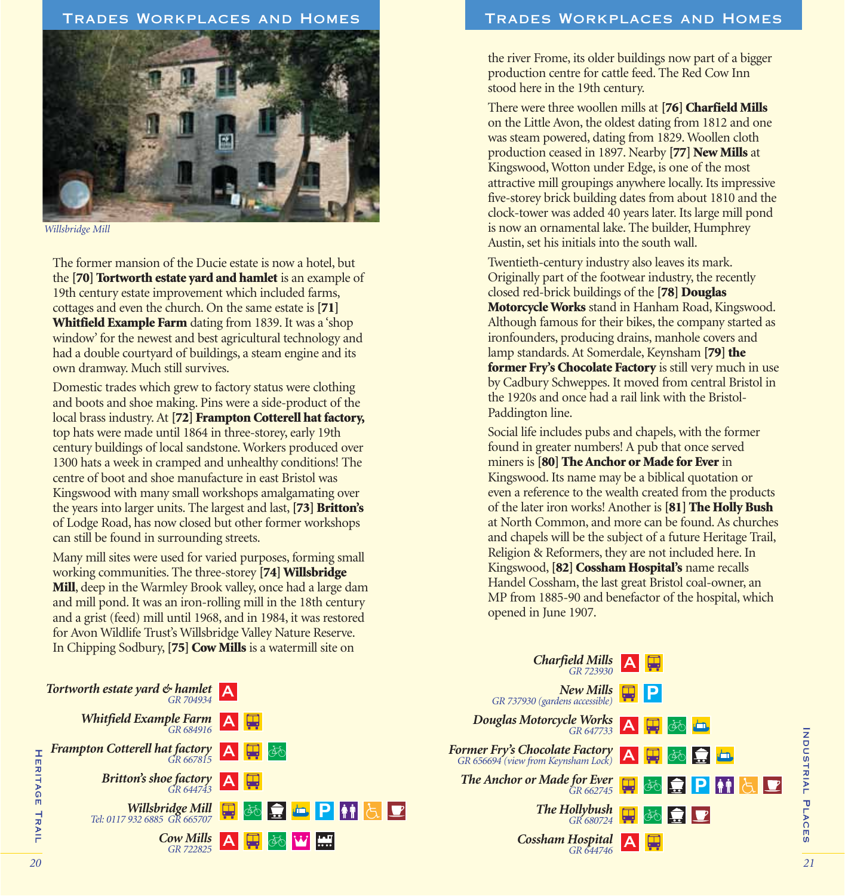## Trades Workplaces and Homes

*Willsbridge Mill*

The former mansion of the Ducie estate is now a hotel, but the **[70] Tortworth estate yard and hamlet** is an example of 19th century estate improvement which included farms, cottages and even the church. On the same estate is **[71] Whitfield Example Farm** dating from 1839. It was a 'shop window' for the newest and best agricultural technology and had a double courtyard of buildings, a steam engine and its own dramway. Much still survives.

Domestic trades which grew to factory status were clothing and boots and shoe making. Pins were a side-product of the local brass industry. At **[72] Frampton Cotterell hat factory,** top hats were made until 1864 in three-storey, early 19th century buildings of local sandstone. Workers produced over 1300 hats a week in cramped and unhealthy conditions! The centre of boot and shoe manufacture in east Bristol was Kingswood with many small workshops amalgamating over the years into larger units. The largest and last, **[73] Britton's** of Lodge Road, has now closed but other former workshops can still be found in surrounding streets.

Many mill sites were used for varied purposes, forming small working communities. The three-storey **[74] Willsbridge Mill**, deep in the Warmley Brook valley, once had a large dam and mill pond. It was an iron-rolling mill in the 18th century and a grist (feed) mill until 1968, and in 1984, it was restored for Avon Wildlife Trust's Willsbridge Valley Nature Reserve. In Chipping Sodbury, **[75] Cow Mills** is a watermill site on the river Frome, its older buildings now part of a bigger production centre for cattle feed. The Red Cow Inn stood here in the 19th century.

There were three woollen mills at **[76] Charfield Mills** on the Little Avon, the oldest dating from 1812 and one was steam powered, dating from 1829. Woollen cloth production ceased in 1897. Nearby **[77] New Mills** at Kingswood, Wotton under Edge, is one of the most attractive mill groupings anywhere locally. Its impressive five-storey brick building dates from about 1810 and the clock-tower was added 40 years later. Its large mill pond is now an ornamental lake. The builder, Humphrey Austin, set his initials into the south wall.

Twentieth-century industry also leaves its mark. Originally part of the footwear industry, the recently closed red-brick buildings of the **[78] Douglas Motorcycle Works** stand in Hanham Road, Kingswood. Although famous for their bikes, the company started as ironfounders, producing drains, manhole covers and lamp standards. At Somerdale, Keynsham **[79] the former Fry's Chocolate Factory** is still very much in use by Cadbury Schweppes. It moved from central Bristol in the 1920s and once had a rail link with the Bristol-Paddington line.

Social life includes pubs and chapels, with the former found in greater numbers! A pub that once served miners is **[80] The Anchor or Made for Ever** in Kingswood. Its name may be a biblical quotation or even a reference to the wealth created from the products of the later iron works! Another is **[81] The Holly Bush** at North Common, and more can be found. As churches and chapels will be the subject of a future Heritage Trail, Religion & Reformers, they are not included here. In Kingswood, **[82] Cossham Hospital's** name recalls Handel Cossham, the last great Bristol coal-owner, an MP from 1885-90 and benefactor of the hospital, which opened in June 1907.

*Tortworth estate yard & hamlet* — GR 704934

*Whitfield Example Farm* — GR 684916

*Frampton Cotterell hat factory* — GR 667815

*Britton's shoe factory* — GR 644743

*Willsbridge Mill* — Tel: 0117 932 6885 GR 665707

*Cow Mills* — GR 722825

*Charfield Mills* — GR 723930

*New Mills* — GR 737930 (gardens accessible)

*Douglas Motorcycle Works* — GR 647733

*Former Fry's Chocolate Factory* — GR 656694 (view from Keynsham Lock)

*The Anchor or Made for Ever* — GR 662745

*The Hollybush* — GR 680724

*Cossham Hospital* — GR 644746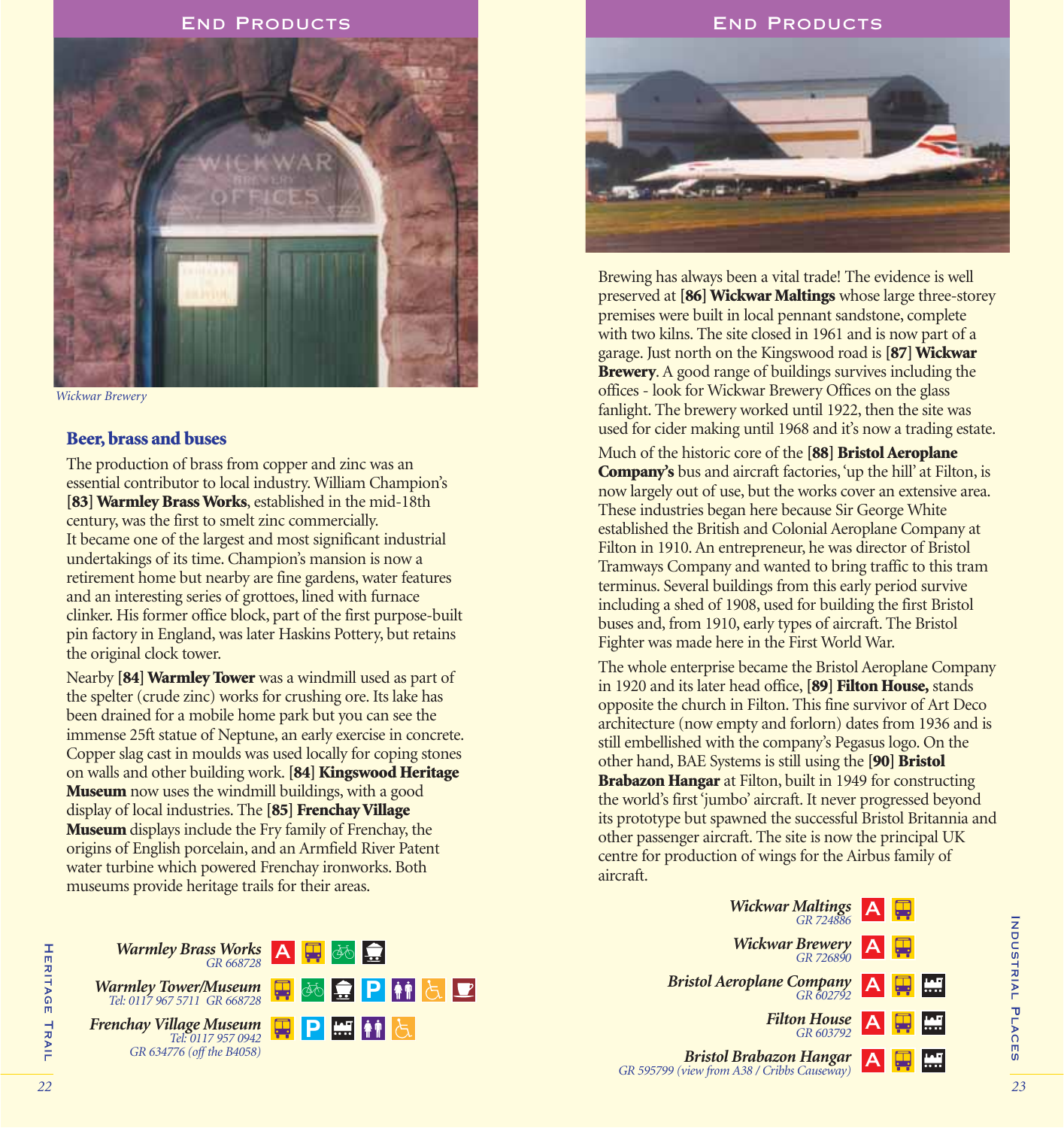## END PRODUCTS

*Wickwar Brewery*

### Beer, brass and buses

The production of brass from copper and zinc was an essential contributor to local industry. William Champion's **[83] Warmley Brass Works**, established in the mid-18th century, was the first to smelt zinc commercially.
It became one of the largest and most significant industrial undertakings of its time. Champion's mansion is now a retirement home but nearby are fine gardens, water features and an interesting series of grottoes, lined with furnace clinker. His former office block, part of the first purpose-built pin factory in England, was later Haskins Pottery, but retains the original clock tower.

Nearby **[84] Warmley Tower** was a windmill used as part of the spelter (crude zinc) works for crushing ore. Its lake has been drained for a mobile home park but you can see the immense 25ft statue of Neptune, an early exercise in concrete. Copper slag cast in moulds was used locally for coping stones on walls and other building work. **[84] Kingswood Heritage Museum** now uses the windmill buildings, with a good display of local industries. The **[85] Frenchay Village Museum** displays include the Fry family of Frenchay, the origins of English porcelain, and an Armfield River Patent water turbine which powered Frenchay ironworks. Both museums provide heritage trails for their areas.

***Warmley Brass Works***
*GR 668728*

***Warmley Tower/Museum***
*Tel: 0117 967 5711 GR 668728*

***Frenchay Village Museum***
*Tel: 0117 957 0942*
*GR 634776 (off the B4058)*

## END PRODUCTS

Brewing has always been a vital trade! The evidence is well preserved at **[86] Wickwar Maltings** whose large three-storey premises were built in local pennant sandstone, complete with two kilns. The site closed in 1961 and is now part of a garage. Just north on the Kingswood road is **[87] Wickwar Brewery**. A good range of buildings survives including the offices - look for Wickwar Brewery Offices on the glass fanlight. The brewery worked until 1922, then the site was used for cider making until 1968 and it's now a trading estate.

Much of the historic core of the **[88] Bristol Aeroplane Company's** bus and aircraft factories, 'up the hill' at Filton, is now largely out of use, but the works cover an extensive area. These industries began here because Sir George White established the British and Colonial Aeroplane Company at Filton in 1910. An entrepreneur, he was director of Bristol Tramways Company and wanted to bring traffic to this tram terminus. Several buildings from this early period survive including a shed of 1908, used for building the first Bristol buses and, from 1910, early types of aircraft. The Bristol Fighter was made here in the First World War.

The whole enterprise became the Bristol Aeroplane Company in 1920 and its later head office, **[89] Filton House,** stands opposite the church in Filton. This fine survivor of Art Deco architecture (now empty and forlorn) dates from 1936 and is still embellished with the company's Pegasus logo. On the other hand, BAE Systems is still using the **[90] Bristol Brabazon Hangar** at Filton, built in 1949 for constructing the world's first 'jumbo' aircraft. It never progressed beyond its prototype but spawned the successful Bristol Britannia and other passenger aircraft. The site is now the principal UK centre for production of wings for the Airbus family of aircraft.

***Wickwar Maltings***
*GR 724886*

***Wickwar Brewery***
*GR 726890*

***Bristol Aeroplane Company***
*GR 602792*

***Filton House***
*GR 603792*

***Bristol Brabazon Hangar***
*GR 595799 (view from A38 / Cribbs Causeway)*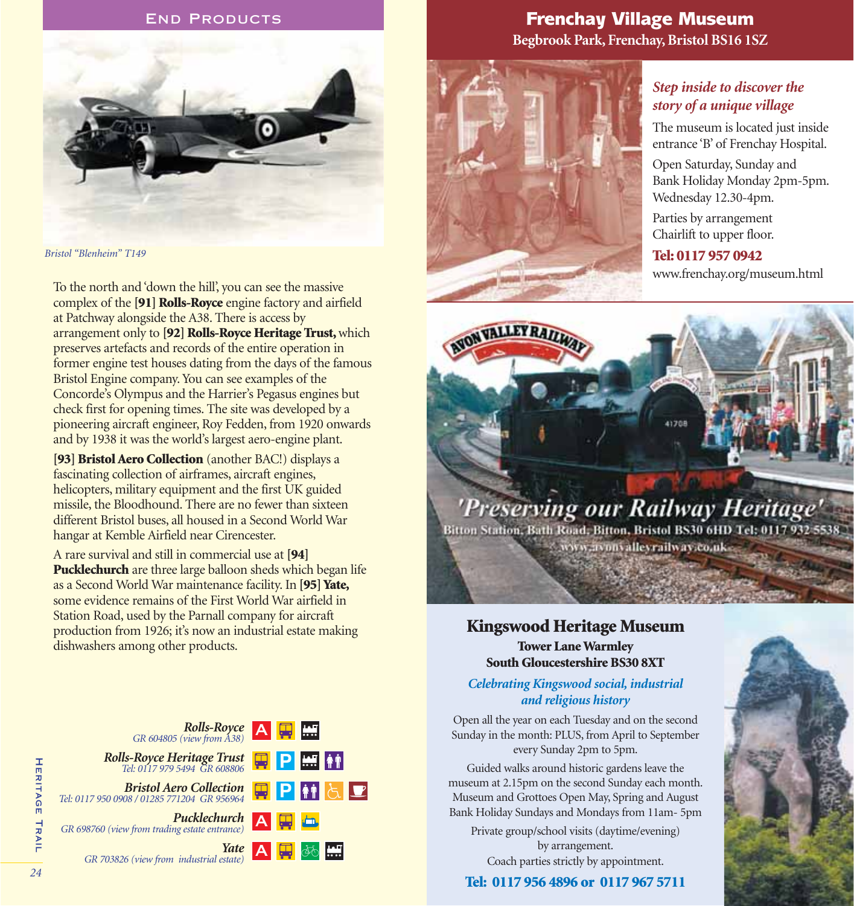## End Products

*Bristol "Blenheim" T149*

To the north and 'down the hill', you can see the massive complex of the **[91] Rolls-Royce** engine factory and airfield at Patchway alongside the A38. There is access by arrangement only to **[92] Rolls-Royce Heritage Trust,** which preserves artefacts and records of the entire operation in former engine test houses dating from the days of the famous Bristol Engine company. You can see examples of the Concorde's Olympus and the Harrier's Pegasus engines but check first for opening times. The site was developed by a pioneering aircraft engineer, Roy Fedden, from 1920 onwards and by 1938 it was the world's largest aero-engine plant.

**[93] Bristol Aero Collection** (another BAC!) displays a fascinating collection of airframes, aircraft engines, helicopters, military equipment and the first UK guided missile, the Bloodhound. There are no fewer than sixteen different Bristol buses, all housed in a Second World War hangar at Kemble Airfield near Cirencester.

A rare survival and still in commercial use at **[94] Pucklechurch** are three large balloon sheds which began life as a Second World War maintenance facility. In **[95] Yate,** some evidence remains of the First World War airfield in Station Road, used by the Parnall company for aircraft production from 1926; it's now an industrial estate making dishwashers among other products.

***Rolls-Royce***
*GR 604805 (view from A38)*

***Rolls-Royce Heritage Trust***
*Tel: 0117 979 5494 GR 608806*

***Bristol Aero Collection***
*Tel: 0117 950 0908 / 01285 771204 GR 956964*

***Pucklechurch***
*GR 698760 (view from trading estate entrance)*

***Yate***
*GR 703826 (view from industrial estate)*

## Frenchay Village Museum

**Begbrook Park, Frenchay, Bristol BS16 1SZ**

***Step inside to discover the story of a unique village***

The museum is located just inside entrance 'B' of Frenchay Hospital.

Open Saturday, Sunday and Bank Holiday Monday 2pm-5pm. Wednesday 12.30-4pm.

Parties by arrangement
Chairlift to upper floor.

**Tel: 0117 957 0942**
www.frenchay.org/museum.html

## Avon Valley Railway

*'Preserving our Railway Heritage'*

Bitton Station, Bath Road, Bitton, Bristol BS30 6HD Tel: 0117 932 5538
www.avonvalleyrailway.co.uk

## Kingswood Heritage Museum

**Tower Lane Warmley**
**South Gloucestershire BS30 8XT**

***Celebrating Kingswood social, industrial and religious history***

Open all the year on each Tuesday and on the second Sunday in the month: PLUS, from April to September every Sunday 2pm to 5pm.

Guided walks around historic gardens leave the museum at 2.15pm on the second Sunday each month. Museum and Grottoes Open May, Spring and August Bank Holiday Sundays and Mondays from 11am- 5pm

Private group/school visits (daytime/evening) by arrangement.
Coach parties strictly by appointment.

**Tel: 0117 956 4896 or 0117 967 5711**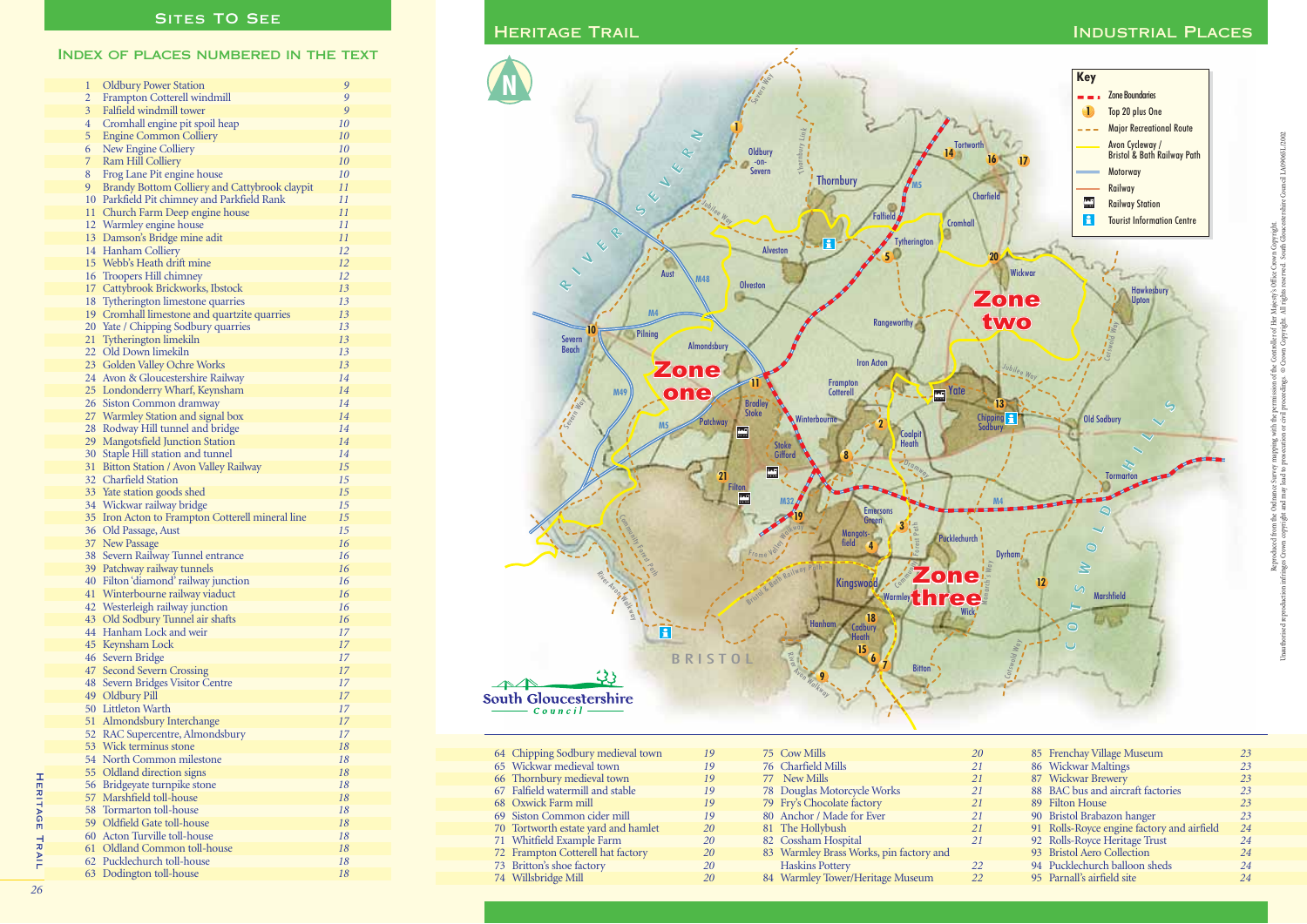# Sites to See

## Index of places numbered in the text

| No. | Place | Page |
|---|---|---|
| 1 | Oldbury Power Station | 9 |
| 2 | Frampton Cotterell windmill | 9 |
| 3 | Falfield windmill tower | 9 |
| 4 | Cromhall engine pit spoil heap | 10 |
| 5 | Engine Common Colliery | 10 |
| 6 | New Engine Colliery | 10 |
| 7 | Ram Hill Colliery | 10 |
| 8 | Frog Lane Pit engine house | 10 |
| 9 | Brandy Bottom Colliery and Cattybrook claypit | 11 |
| 10 | Parkfield Pit chimney and Parkfield Rank | 11 |
| 11 | Church Farm Deep engine house | 11 |
| 12 | Warmley engine house | 11 |
| 13 | Damson's Bridge mine adit | 11 |
| 14 | Hanham Colliery | 12 |
| 15 | Webb's Heath drift mine | 12 |
| 16 | Troopers Hill chimney | 12 |
| 17 | Cattybrook Brickworks, Ibstock | 13 |
| 18 | Tytherington limestone quarries | 13 |
| 19 | Cromhall limestone and quartzite quarries | 13 |
| 20 | Yate / Chipping Sodbury quarries | 13 |
| 21 | Tytherington limekiln | 13 |
| 22 | Old Down limekiln | 13 |
| 23 | Golden Valley Ochre Works | 13 |
| 24 | Avon & Gloucestershire Railway | 14 |
| 25 | Londonderry Wharf, Keynsham | 14 |
| 26 | Siston Common dramway | 14 |
| 27 | Warmley Station and signal box | 14 |
| 28 | Rodway Hill tunnel and bridge | 14 |
| 29 | Mangotsfield Junction Station | 14 |
| 30 | Staple Hill station and tunnel | 14 |
| 31 | Bitton Station / Avon Valley Railway | 15 |
| 32 | Charfield Station | 15 |
| 33 | Yate station goods shed | 15 |
| 34 | Wickwar railway bridge | 15 |
| 35 | Iron Acton to Frampton Cotterell mineral line | 15 |
| 36 | Old Passage, Aust | 15 |
| 37 | New Passage | 16 |
| 38 | Severn Railway Tunnel entrance | 16 |
| 39 | Patchway railway tunnels | 16 |
| 40 | Filton 'diamond' railway junction | 16 |
| 41 | Winterbourne railway viaduct | 16 |
| 42 | Westerleigh railway junction | 16 |
| 43 | Old Sodbury Tunnel air shafts | 16 |
| 44 | Hanham Lock and weir | 17 |
| 45 | Keynsham Lock | 17 |
| 46 | Severn Bridge | 17 |
| 47 | Second Severn Crossing | 17 |
| 48 | Severn Bridges Visitor Centre | 17 |
| 49 | Oldbury Pill | 17 |
| 50 | Littleton Wharf | 17 |
| 51 | Almondsbury Interchange | 17 |
| 52 | RAC Supercentre, Almondsbury | 17 |
| 53 | Wick terminus stone | 18 |
| 54 | North Common milestone | 18 |
| 55 | Oldland direction signs | 18 |
| 56 | Bridgeyate turnpike stone | 18 |
| 57 | Marshfield toll-house | 18 |
| 58 | Tormarton toll-house | 18 |
| 59 | Oldfield Gate toll-house | 18 |
| 60 | Acton Turville toll-house | 18 |
| 61 | Oldland Common toll-house | 18 |
| 62 | Pucklechurch toll-house | 18 |
| 63 | Dodington toll-house | 18 |
| 64 | Chipping Sodbury medieval town | 19 |
| 65 | Wickwar medieval town | 19 |
| 66 | Thornbury medieval town | 19 |
| 67 | Falfield watermill and stable | 19 |
| 68 | Oxwick Farm mill | 19 |
| 69 | Siston Common cider mill | 19 |
| 70 | Tortworth estate yard and hamlet | 20 |
| 71 | Whitfield Example Farm | 20 |
| 72 | Frampton Cotterell hat factory | 20 |
| 73 | Britton's shoe factory | 20 |
| 74 | Willsbridge Mill | 20 |
| 75 | Cow Mills | 20 |
| 76 | Charfield Mills | 21 |
| 77 | New Mills | 21 |
| 78 | Douglas Motorcycle Works | 21 |
| 79 | Fry's Chocolate factory | 21 |
| 80 | Anchor / Made for Ever | 21 |
| 81 | The Hollybush | 21 |
| 82 | Cossham Hospital | 21 |
| 83 | Warmley Brass Works, pin factory and Haskins Pottery | 22 |
| 84 | Warmley Tower/Heritage Museum | 22 |
| 85 | Frenchay Village Museum | 23 |
| 86 | Wickwar Maltings | 23 |
| 87 | Wickwar Brewery | 23 |
| 88 | BAC bus and aircraft factories | 23 |
| 89 | Filton House | 23 |
| 90 | Bristol Brabazon hanger | 23 |
| 91 | Rolls-Royce engine factory and airfield | 24 |
| 92 | Rolls-Royce Heritage Trust | 24 |
| 93 | Bristol Aero Collection | 24 |
| 94 | Pucklechurch balloon sheds | 24 |
| 95 | Parnall's airfield site | 24 |

Reproduced from the Ordnance Survey mapping with the permission of the Controller of Her Majesty's Office Crown Copyright. Unauthorised reproduction infringes Crown copyright and may lead to prosecution or civil proceedings. © Crown Copyright. All rights reserved. South Gloucestershire Council LA090651 2002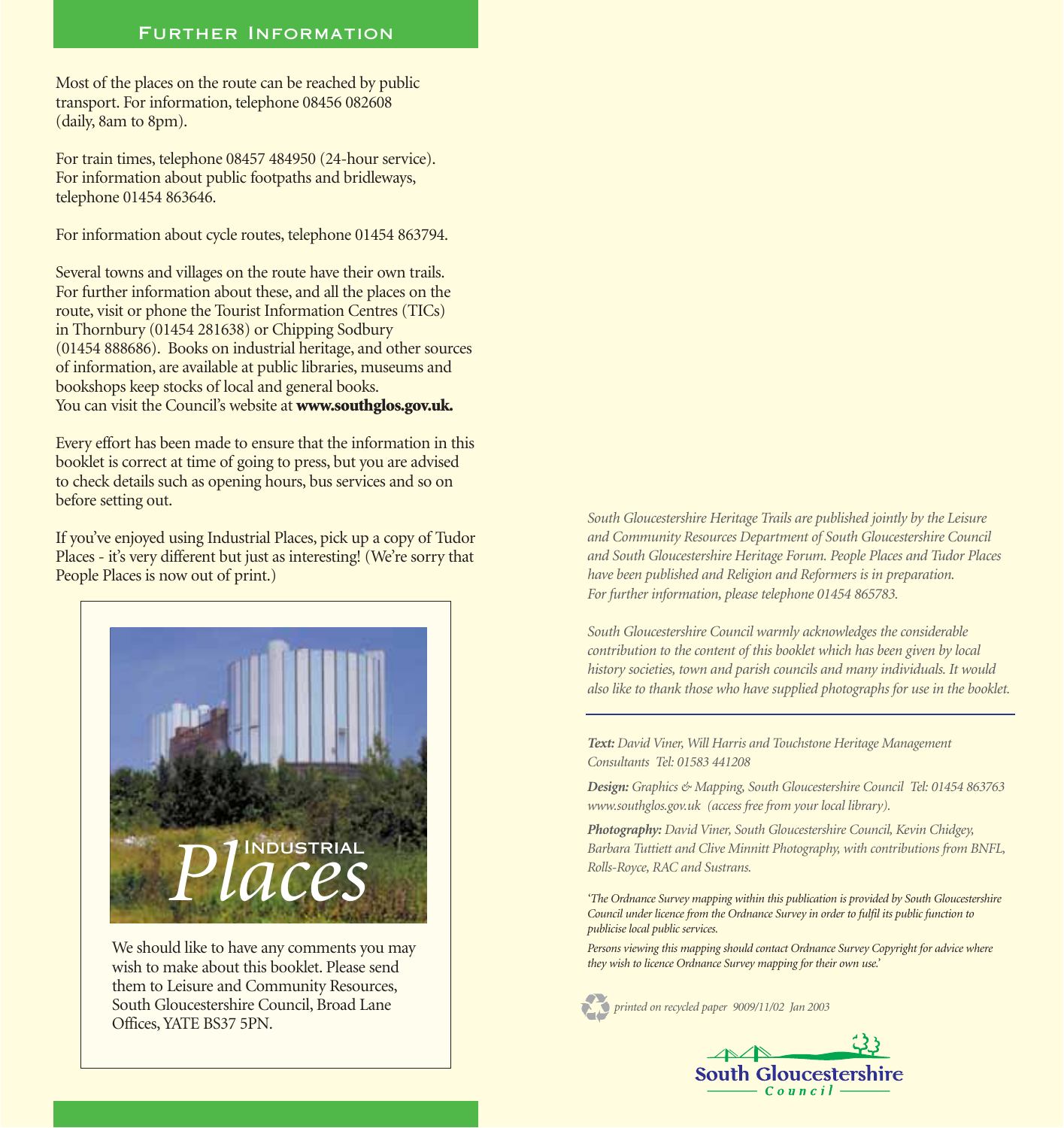## Further Information

Most of the places on the route can be reached by public transport. For information, telephone 08456 082608 (daily, 8am to 8pm).

For train times, telephone 08457 484950 (24-hour service). For information about public footpaths and bridleways, telephone 01454 863646.

For information about cycle routes, telephone 01454 863794.

Several towns and villages on the route have their own trails. For further information about these, and all the places on the route, visit or phone the Tourist Information Centres (TICs) in Thornbury (01454 281638) or Chipping Sodbury (01454 888686). Books on industrial heritage, and other sources of information, are available at public libraries, museums and bookshops keep stocks of local and general books. You can visit the Council's website at **www.southglos.gov.uk.**

Every effort has been made to ensure that the information in this booklet is correct at time of going to press, but you are advised to check details such as opening hours, bus services and so on before setting out.

If you've enjoyed using Industrial Places, pick up a copy of Tudor Places - it's very different but just as interesting! (We're sorry that People Places is now out of print.)

Industrial Places

We should like to have any comments you may wish to make about this booklet. Please send them to Leisure and Community Resources, South Gloucestershire Council, Broad Lane Offices, YATE BS37 5PN.

*South Gloucestershire Heritage Trails are published jointly by the Leisure and Community Resources Department of South Gloucestershire Council and South Gloucestershire Heritage Forum. People Places and Tudor Places have been published and Religion and Reformers is in preparation. For further information, please telephone 01454 865783.*

*South Gloucestershire Council warmly acknowledges the considerable contribution to the content of this booklet which has been given by local history societies, town and parish councils and many individuals. It would also like to thank those who have supplied photographs for use in the booklet.*

***Text:*** *David Viner, Will Harris and Touchstone Heritage Management Consultants Tel: 01583 441208*

***Design:*** *Graphics & Mapping, South Gloucestershire Council Tel: 01454 863763 www.southglos.gov.uk (access free from your local library).*

***Photography:*** *David Viner, South Gloucestershire Council, Kevin Chidgey, Barbara Tuttiett and Clive Minnitt Photography, with contributions from BNFL, Rolls-Royce, RAC and Sustrans.*

*'The Ordnance Survey mapping within this publication is provided by South Gloucestershire Council under licence from the Ordnance Survey in order to fulfil its public function to publicise local public services.*

*Persons viewing this mapping should contact Ordnance Survey Copyright for advice where they wish to licence Ordnance Survey mapping for their own use.'*

*printed on recycled paper 9009/11/02 Jan 2003*

South Gloucestershire Council